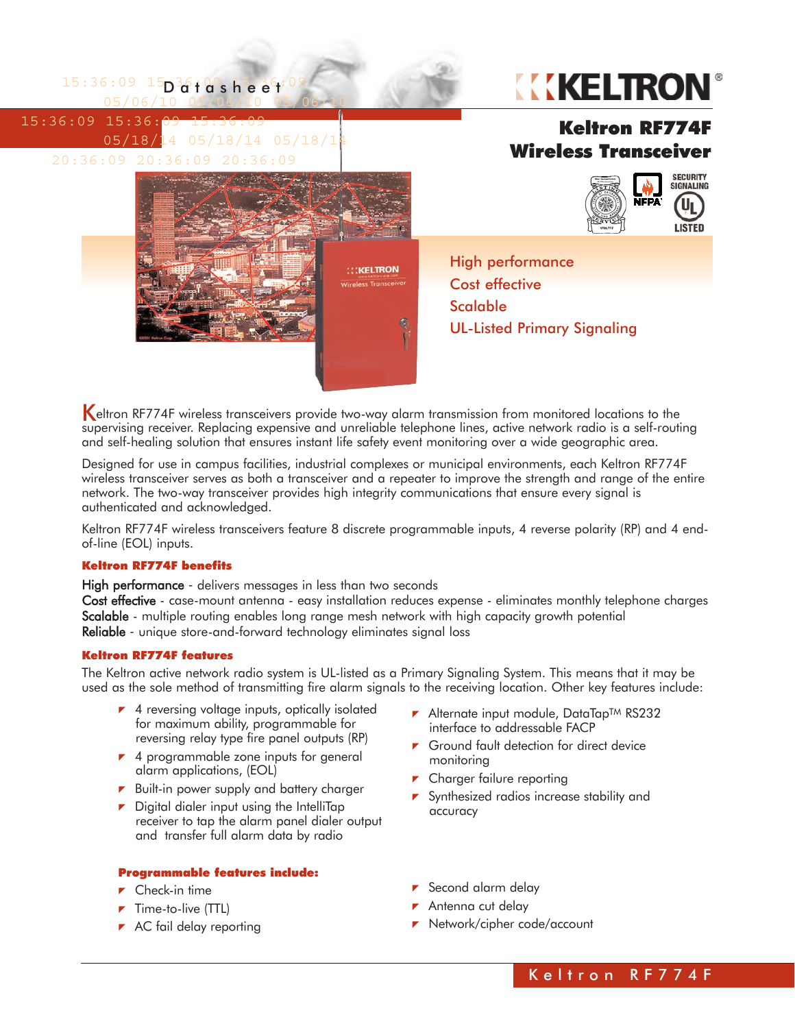Datasheet

# Keltron RF774F Wireless Transceiver

High performance
Cost effective
Scalable
UL-Listed Primary Signaling

Keltron RF774F wireless transceivers provide two-way alarm transmission from monitored locations to the supervising receiver. Replacing expensive and unreliable telephone lines, active network radio is a self-routing and self-healing solution that ensures instant life safety event monitoring over a wide geographic area.

Designed for use in campus facilities, industrial complexes or municipal environments, each Keltron RF774F wireless transceiver serves as both a transceiver and a repeater to improve the strength and range of the entire network. The two-way transceiver provides high integrity communications that ensure every signal is authenticated and acknowledged.

Keltron RF774F wireless transceivers feature 8 discrete programmable inputs, 4 reverse polarity (RP) and 4 end-of-line (EOL) inputs.

### Keltron RF774F benefits

**High performance** - delivers messages in less than two seconds
**Cost effective** - case-mount antenna - easy installation reduces expense - eliminates monthly telephone charges
**Scalable** - multiple routing enables long range mesh network with high capacity growth potential
**Reliable** - unique store-and-forward technology eliminates signal loss

### Keltron RF774F features

The Keltron active network radio system is UL-listed as a Primary Signaling System. This means that it may be used as the sole method of transmitting fire alarm signals to the receiving location. Other key features include:

- 4 reversing voltage inputs, optically isolated for maximum ability, programmable for reversing relay type fire panel outputs (RP)
- 4 programmable zone inputs for general alarm applications, (EOL)
- Built-in power supply and battery charger
- Digital dialer input using the IntelliTap receiver to tap the alarm panel dialer output and transfer full alarm data by radio
- Alternate input module, DataTap™ RS232 interface to addressable FACP
- Ground fault detection for direct device monitoring
- Charger failure reporting
- Synthesized radios increase stability and accuracy

### Programmable features include:

- Check-in time
- Time-to-live (TTL)
- AC fail delay reporting
- Second alarm delay
- Antenna cut delay
- Network/cipher code/account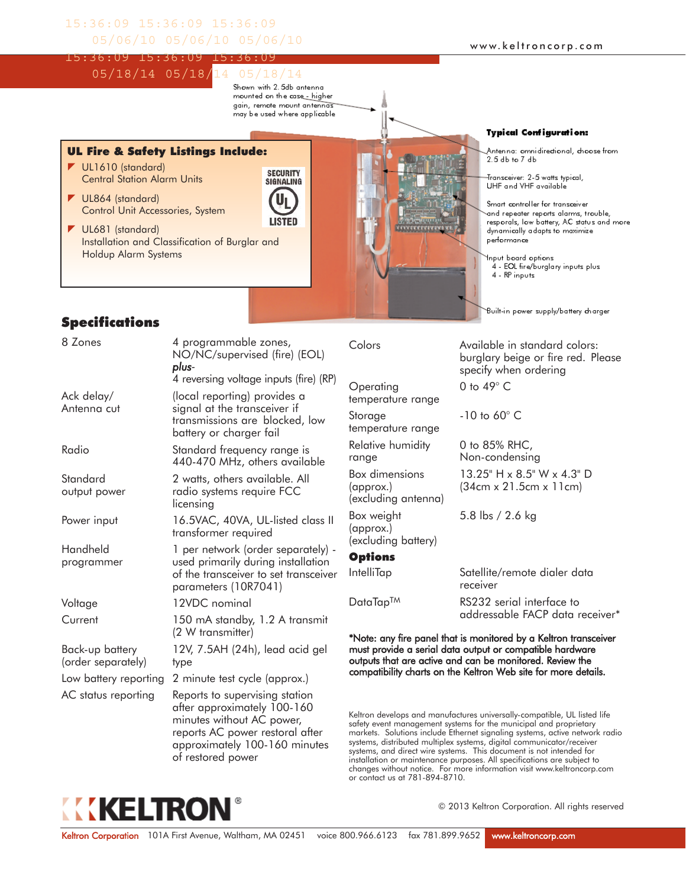Shown with 2.5db antenna mounted on the case - higher gain, remote mount antennas may be used where applicable

**Typical Configuration:**

Antenna: omnidirectional, choose from 2.5 db to 7 db

Transceiver: 2-5 watts typical, UHF and VHF available

Smart controller for transceiver and repeater reports alarms, trouble, resporals, low battery, AC status and more dynamically adapts to maximize performance

Input board options
4 - EOL fire/burglary inputs plus
4 - RP inputs

Built-in power supply/battery charger

## UL Fire & Safety Listings Include:

- UL1610 (standard)
  Central Station Alarm Units
- UL864 (standard)
  Control Unit Accessories, System
- UL681 (standard)
  Installation and Classification of Burglar and Holdup Alarm Systems

SECURITY SIGNALING UL LISTED

## Specifications

| | |
|---|---|
| 8 Zones | 4 programmable zones, NO/NC/supervised (fire) (EOL) *plus-* 4 reversing voltage inputs (fire) (RP) |
| Ack delay/ Antenna cut | (local reporting) provides a signal at the transceiver if transmissions are blocked, low battery or charger fail |
| Radio | Standard frequency range is 440-470 MHz, others available |
| Standard output power | 2 watts, others available. All radio systems require FCC licensing |
| Power input | 16.5VAC, 40VA, UL-listed class II transformer required |
| Handheld programmer | 1 per network (order separately) - used primarily during installation of the transceiver to set transceiver parameters (10R7041) |
| Voltage | 12VDC nominal |
| Current | 150 mA standby, 1.2 A transmit (2 W transmitter) |
| Back-up battery (order separately) | 12V, 7.5AH (24h), lead acid gel type |
| Low battery reporting | 2 minute test cycle (approx.) |
| AC status reporting | Reports to supervising station after approximately 100-160 minutes without AC power, reports AC power restoral after approximately 100-160 minutes of restored power |
| Colors | Available in standard colors: burglary beige or fire red. Please specify when ordering |
| Operating temperature range | 0 to 49° C |
| Storage temperature range | -10 to 60° C |
| Relative humidity range | 0 to 85% RHC, Non-condensing |
| Box dimensions (approx.) (excluding antenna) | 13.25" H x 8.5" W x 4.3" D (34cm x 21.5cm x 11cm) |
| Box weight (approx.) (excluding battery) | 5.8 lbs / 2.6 kg |

### Options

| | |
|---|---|
| IntelliTap | Satellite/remote dialer data receiver |
| DataTap™ | RS232 serial interface to addressable FACP data receiver* |

**\*Note: any fire panel that is monitored by a Keltron transceiver must provide a serial data output or compatible hardware outputs that are active and can be monitored. Review the compatibility charts on the Keltron Web site for more details.**

Keltron develops and manufactures universally-compatible, UL listed life safety event management systems for the municipal and proprietary markets. Solutions include Ethernet signaling systems, active network radio systems, distributed multiplex systems, digital communicator/receiver systems, and direct wire systems. This document is not intended for installation or maintenance purposes. All specifications are subject to changes without notice. For more information visit www.keltroncorp.com or contact us at 781-894-8710.

KELTRON®

© 2013 Keltron Corporation. All rights reserved

Keltron Corporation 101A First Avenue, Waltham, MA 02451 voice 800.966.6123 fax 781.899.9652 www.keltroncorp.com